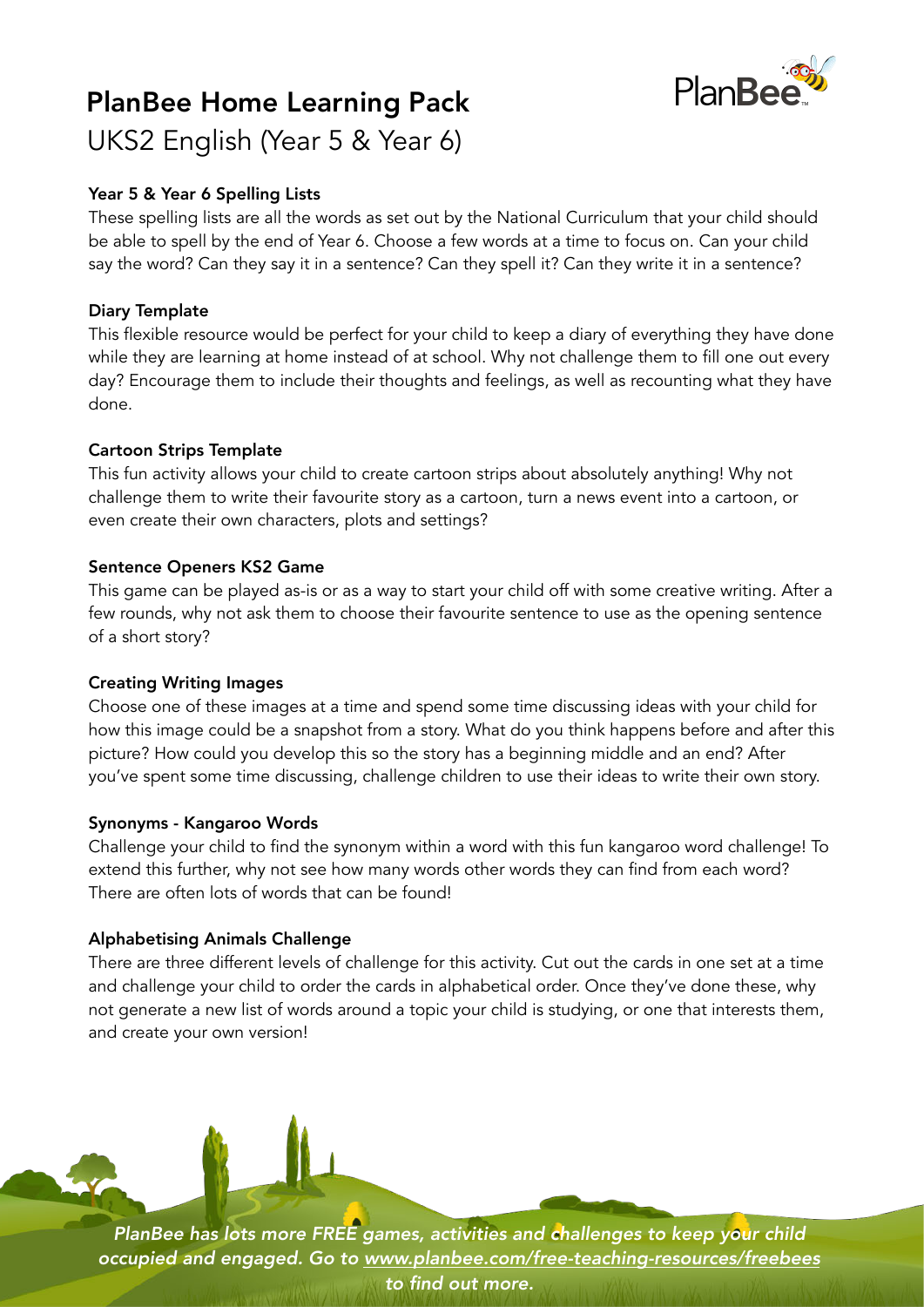# PlanBee Home Learning Pack

UKS2 English (Year 5 & Year 6)

**Year 5 & Year 6 Spelling Lists**

These spelling lists are all the words as set out by the National Curriculum that your child should be able to spell by the end of Year 6. Choose a few words at a time to focus on. Can your child say the word? Can they say it in a sentence? Can they spell it? Can they write it in a sentence?

**Diary Template**

This flexible resource would be perfect for your child to keep a diary of everything they have done while they are learning at home instead of at school. Why not challenge them to fill one out every day? Encourage them to include their thoughts and feelings, as well as recounting what they have done.

**Cartoon Strips Template**

This fun activity allows your child to create cartoon strips about absolutely anything! Why not challenge them to write their favourite story as a cartoon, turn a news event into a cartoon, or even create their own characters, plots and settings?

**Sentence Openers KS2 Game**

This game can be played as-is or as a way to start your child off with some creative writing. After a few rounds, why not ask them to choose their favourite sentence to use as the opening sentence of a short story?

**Creating Writing Images**

Choose one of these images at a time and spend some time discussing ideas with your child for how this image could be a snapshot from a story. What do you think happens before and after this picture? How could you develop this so the story has a beginning middle and an end? After you've spent some time discussing, challenge children to use their ideas to write their own story.

**Synonyms - Kangaroo Words**

Challenge your child to find the synonym within a word with this fun kangaroo word challenge! To extend this further, why not see how many words other words they can find from each word? There are often lots of words that can be found!

**Alphabetising Animals Challenge**

There are three different levels of challenge for this activity. Cut out the cards in one set at a time and challenge your child to order the cards in alphabetical order. Once they've done these, why not generate a new list of words around a topic your child is studying, or one that interests them, and create your own version!

*PlanBee has lots more FREE games, activities and challenges to keep your child occupied and engaged. Go to www.planbee.com/free-teaching-resources/freebees to find out more.*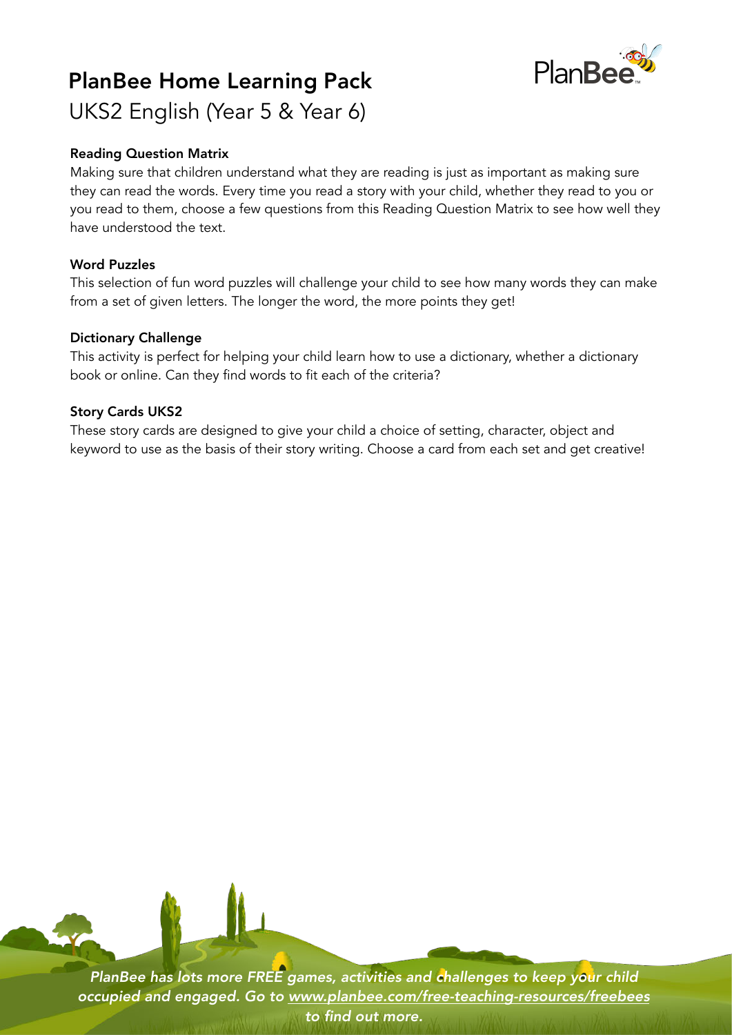# PlanBee Home Learning Pack

UKS2 English (Year 5 & Year 6)

### Reading Question Matrix

Making sure that children understand what they are reading is just as important as making sure they can read the words. Every time you read a story with your child, whether they read to you or you read to them, choose a few questions from this Reading Question Matrix to see how well they have understood the text.

### Word Puzzles

This selection of fun word puzzles will challenge your child to see how many words they can make from a set of given letters. The longer the word, the more points they get!

### Dictionary Challenge

This activity is perfect for helping your child learn how to use a dictionary, whether a dictionary book or online. Can they find words to fit each of the criteria?

### Story Cards UKS2

These story cards are designed to give your child a choice of setting, character, object and keyword to use as the basis of their story writing. Choose a card from each set and get creative!

*PlanBee has lots more FREE games, activities and challenges to keep your child occupied and engaged. Go to www.planbee.com/free-teaching-resources/freebees to find out more.*